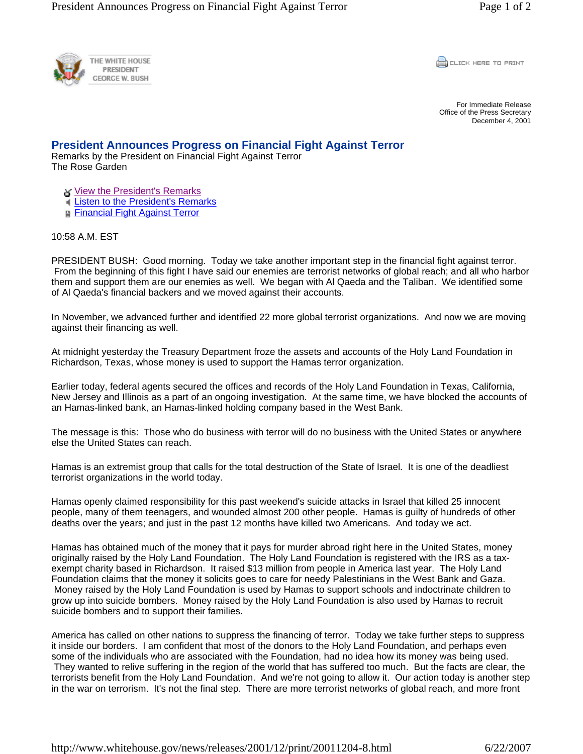THE WHITE HOUSE
PRESIDENT
GEORGE W. BUSH

CLICK HERE TO PRINT

For Immediate Release
Office of the Press Secretary
December 4, 2001

# President Announces Progress on Financial Fight Against Terror

Remarks by the President on Financial Fight Against Terror
The Rose Garden

- View the President's Remarks
- Listen to the President's Remarks
- Financial Fight Against Terror

10:58 A.M. EST

PRESIDENT BUSH: Good morning. Today we take another important step in the financial fight against terror. From the beginning of this fight I have said our enemies are terrorist networks of global reach; and all who harbor them and support them are our enemies as well. We began with Al Qaeda and the Taliban. We identified some of Al Qaeda's financial backers and we moved against their accounts.

In November, we advanced further and identified 22 more global terrorist organizations. And now we are moving against their financing as well.

At midnight yesterday the Treasury Department froze the assets and accounts of the Holy Land Foundation in Richardson, Texas, whose money is used to support the Hamas terror organization.

Earlier today, federal agents secured the offices and records of the Holy Land Foundation in Texas, California, New Jersey and Illinois as a part of an ongoing investigation. At the same time, we have blocked the accounts of an Hamas-linked bank, an Hamas-linked holding company based in the West Bank.

The message is this: Those who do business with terror will do no business with the United States or anywhere else the United States can reach.

Hamas is an extremist group that calls for the total destruction of the State of Israel. It is one of the deadliest terrorist organizations in the world today.

Hamas openly claimed responsibility for this past weekend's suicide attacks in Israel that killed 25 innocent people, many of them teenagers, and wounded almost 200 other people. Hamas is guilty of hundreds of other deaths over the years; and just in the past 12 months have killed two Americans. And today we act.

Hamas has obtained much of the money that it pays for murder abroad right here in the United States, money originally raised by the Holy Land Foundation. The Holy Land Foundation is registered with the IRS as a tax-exempt charity based in Richardson. It raised $13 million from people in America last year. The Holy Land Foundation claims that the money it solicits goes to care for needy Palestinians in the West Bank and Gaza. Money raised by the Holy Land Foundation is used by Hamas to support schools and indoctrinate children to grow up into suicide bombers. Money raised by the Holy Land Foundation is also used by Hamas to recruit suicide bombers and to support their families.

America has called on other nations to suppress the financing of terror. Today we take further steps to suppress it inside our borders. I am confident that most of the donors to the Holy Land Foundation, and perhaps even some of the individuals who are associated with the Foundation, had no idea how its money was being used. They wanted to relive suffering in the region of the world that has suffered too much. But the facts are clear, the terrorists benefit from the Holy Land Foundation. And we're not going to allow it. Our action today is another step in the war on terrorism. It's not the final step. There are more terrorist networks of global reach, and more front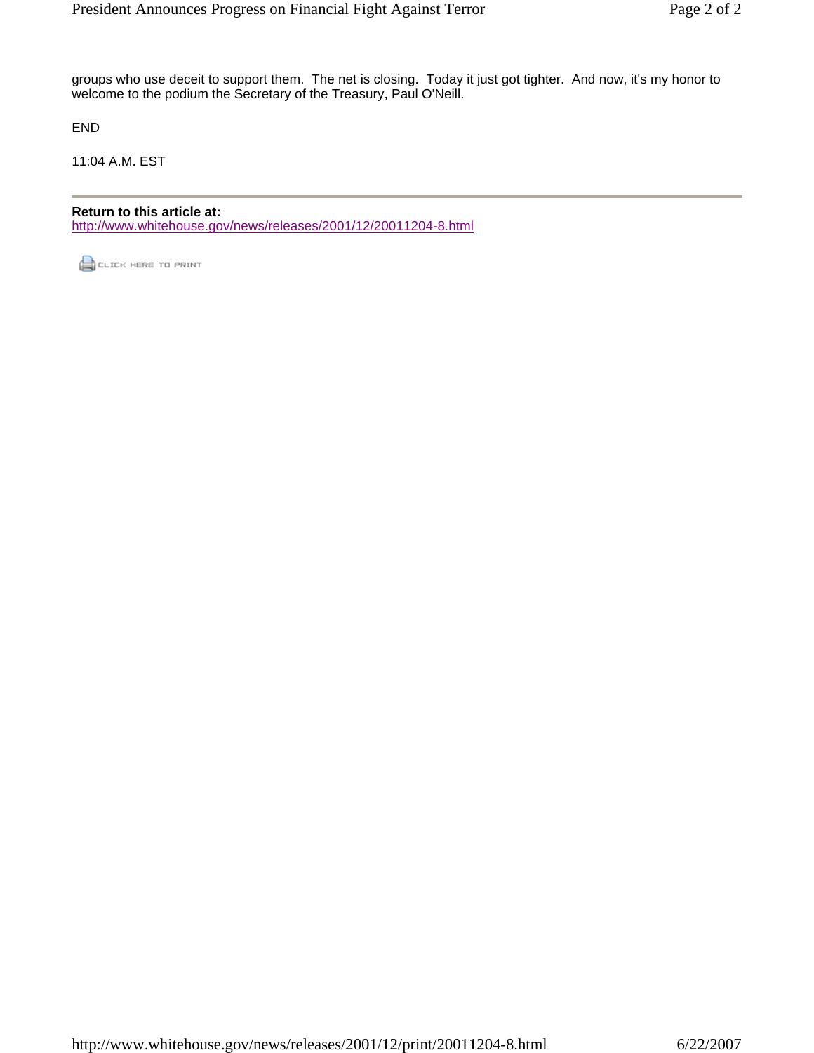groups who use deceit to support them. The net is closing. Today it just got tighter. And now, it's my honor to welcome to the podium the Secretary of the Treasury, Paul O'Neill.

END

11:04 A.M. EST

---

**Return to this article at:**
http://www.whitehouse.gov/news/releases/2001/12/20011204-8.html

CLICK HERE TO PRINT